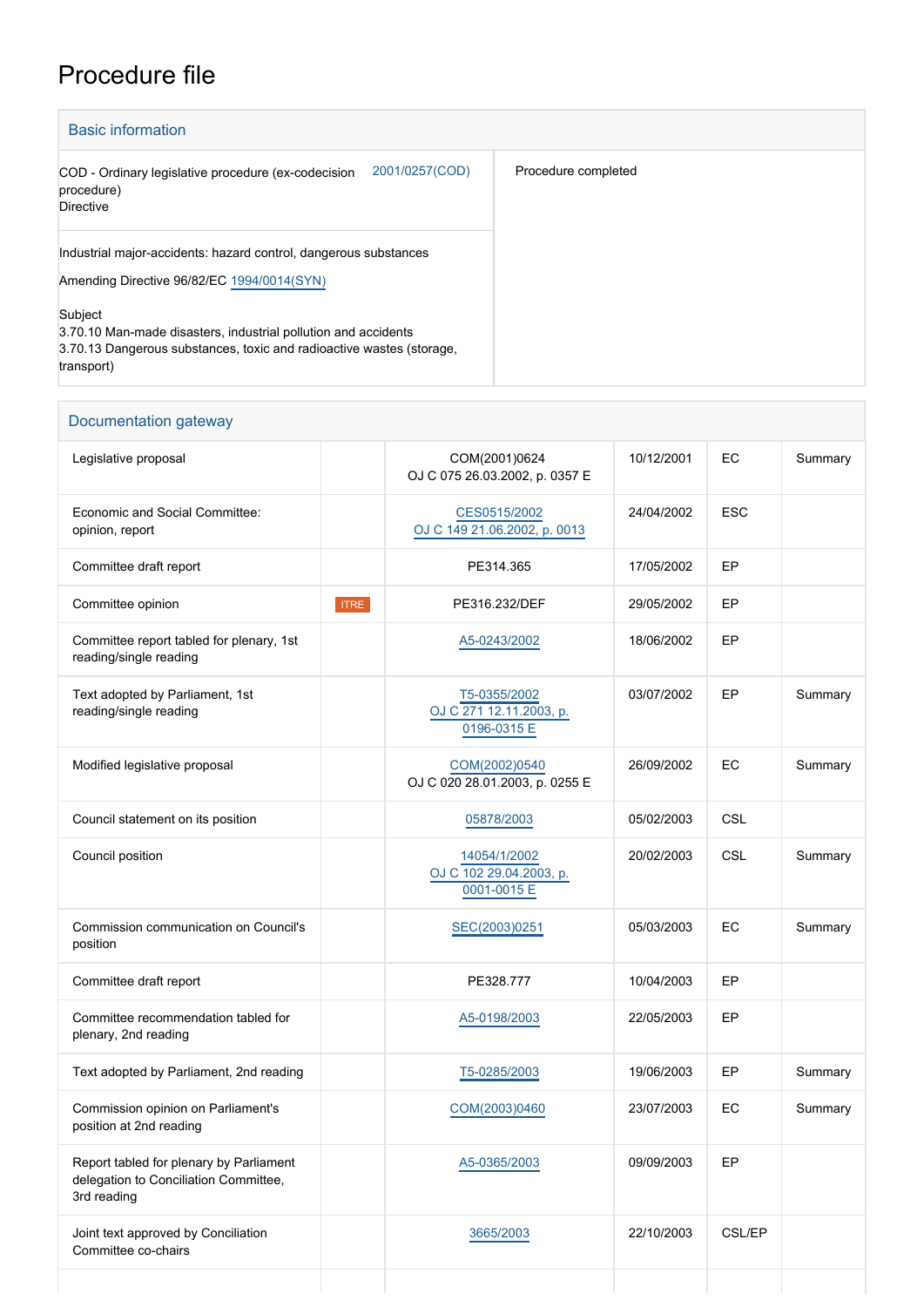# Procedure file

## Basic information

| | |
|---|---|
| COD - Ordinary legislative procedure (ex-codecision procedure)<br>Directive | 2001/0257(COD) |
| Procedure completed | |

Industrial major-accidents: hazard control, dangerous substances

Amending Directive 96/82/EC 1994/0014(SYN)

Subject
3.70.10 Man-made disasters, industrial pollution and accidents
3.70.13 Dangerous substances, toxic and radioactive wastes (storage, transport)

## Documentation gateway

| | | | | | |
|---|---|---|---|---|---|
| Legislative proposal | | COM(2001)0624<br>OJ C 075 26.03.2002, p. 0357 E | 10/12/2001 | EC | Summary |
| Economic and Social Committee: opinion, report | | CES0515/2002<br>OJ C 149 21.06.2002, p. 0013 | 24/04/2002 | ESC | |
| Committee draft report | | PE314.365 | 17/05/2002 | EP | |
| Committee opinion | ITRE | PE316.232/DEF | 29/05/2002 | EP | |
| Committee report tabled for plenary, 1st reading/single reading | | A5-0243/2002 | 18/06/2002 | EP | |
| Text adopted by Parliament, 1st reading/single reading | | T5-0355/2002<br>OJ C 271 12.11.2003, p. 0196-0315 E | 03/07/2002 | EP | Summary |
| Modified legislative proposal | | COM(2002)0540<br>OJ C 020 28.01.2003, p. 0255 E | 26/09/2002 | EC | Summary |
| Council statement on its position | | 05878/2003 | 05/02/2003 | CSL | |
| Council position | | 14054/1/2002<br>OJ C 102 29.04.2003, p. 0001-0015 E | 20/02/2003 | CSL | Summary |
| Commission communication on Council's position | | SEC(2003)0251 | 05/03/2003 | EC | Summary |
| Committee draft report | | PE328.777 | 10/04/2003 | EP | |
| Committee recommendation tabled for plenary, 2nd reading | | A5-0198/2003 | 22/05/2003 | EP | |
| Text adopted by Parliament, 2nd reading | | T5-0285/2003 | 19/06/2003 | EP | Summary |
| Commission opinion on Parliament's position at 2nd reading | | COM(2003)0460 | 23/07/2003 | EC | Summary |
| Report tabled for plenary by Parliament delegation to Conciliation Committee, 3rd reading | | A5-0365/2003 | 09/09/2003 | EP | |
| Joint text approved by Conciliation Committee co-chairs | | 3665/2003 | 22/10/2003 | CSL/EP | |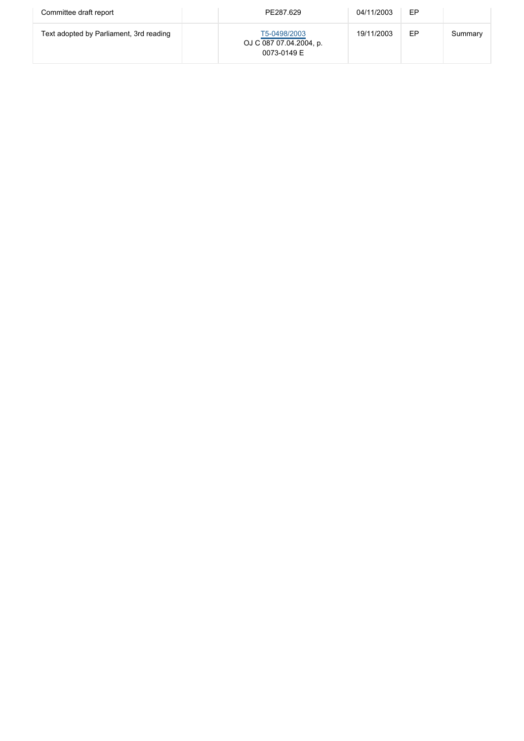| | | | | | |
|---|---|---|---|---|---|
| Committee draft report | | PE287.629 | 04/11/2003 | EP | |
| Text adopted by Parliament, 3rd reading | | T5-0498/2003 OJ C 087 07.04.2004, p. 0073-0149 E | 19/11/2003 | EP | Summary |